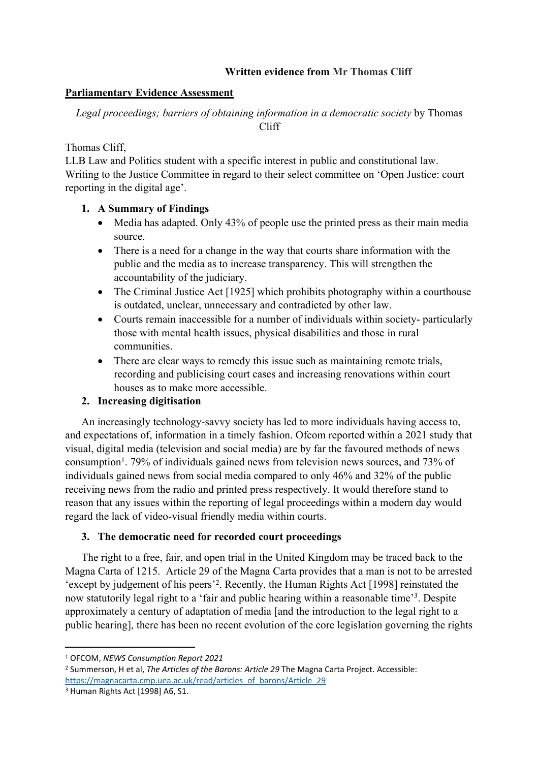**Written evidence from Mr Thomas Cliff**

**Parliamentary Evidence Assessment**

*Legal proceedings; barriers of obtaining information in a democratic society* by Thomas Cliff

Thomas Cliff,
LLB Law and Politics student with a specific interest in public and constitutional law. Writing to the Justice Committee in regard to their select committee on 'Open Justice: court reporting in the digital age'.

1. **A Summary of Findings**
   - Media has adapted. Only 43% of people use the printed press as their main media source.
   - There is a need for a change in the way that courts share information with the public and the media as to increase transparency. This will strengthen the accountability of the judiciary.
   - The Criminal Justice Act [1925] which prohibits photography within a courthouse is outdated, unclear, unnecessary and contradicted by other law.
   - Courts remain inaccessible for a number of individuals within society- particularly those with mental health issues, physical disabilities and those in rural communities.
   - There are clear ways to remedy this issue such as maintaining remote trials, recording and publicising court cases and increasing renovations within court houses as to make more accessible.
2. **Increasing digitisation**

An increasingly technology-savvy society has led to more individuals having access to, and expectations of, information in a timely fashion. Ofcom reported within a 2021 study that visual, digital media (television and social media) are by far the favoured methods of news consumption[1]. 79% of individuals gained news from television news sources, and 73% of individuals gained news from social media compared to only 46% and 32% of the public receiving news from the radio and printed press respectively. It would therefore stand to reason that any issues within the reporting of legal proceedings within a modern day would regard the lack of video-visual friendly media within courts.

3. **The democratic need for recorded court proceedings**

The right to a free, fair, and open trial in the United Kingdom may be traced back to the Magna Carta of 1215. Article 29 of the Magna Carta provides that a man is not to be arrested 'except by judgement of his peers'[2]. Recently, the Human Rights Act [1998] reinstated the now statutorily legal right to a 'fair and public hearing within a reasonable time'[3]. Despite approximately a century of adaptation of media [and the introduction to the legal right to a public hearing], there has been no recent evolution of the core legislation governing the rights

---

[1] OFCOM, *NEWS Consumption Report 2021*

[2] Summerson, H et al, *The Articles of the Barons: Article 29* The Magna Carta Project. Accessible: https://magnacarta.cmp.uea.ac.uk/read/articles_of_barons/Article_29

[3] Human Rights Act [1998] A6, S1.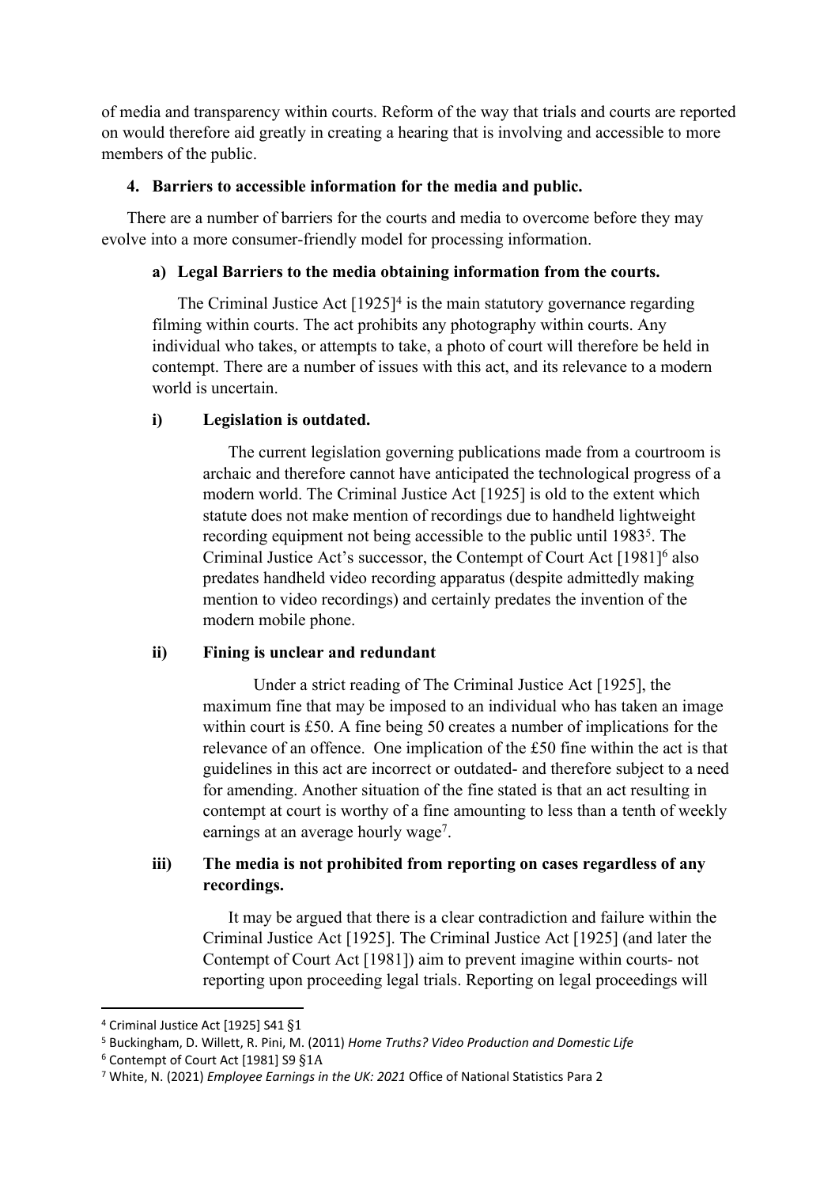of media and transparency within courts. Reform of the way that trials and courts are reported on would therefore aid greatly in creating a hearing that is involving and accessible to more members of the public.

## 4. Barriers to accessible information for the media and public.

There are a number of barriers for the courts and media to overcome before they may evolve into a more consumer-friendly model for processing information.

### a) Legal Barriers to the media obtaining information from the courts.

The Criminal Justice Act [1925][4] is the main statutory governance regarding filming within courts. The act prohibits any photography within courts. Any individual who takes, or attempts to take, a photo of court will therefore be held in contempt. There are a number of issues with this act, and its relevance to a modern world is uncertain.

#### i) Legislation is outdated.

The current legislation governing publications made from a courtroom is archaic and therefore cannot have anticipated the technological progress of a modern world. The Criminal Justice Act [1925] is old to the extent which statute does not make mention of recordings due to handheld lightweight recording equipment not being accessible to the public until 1983[5]. The Criminal Justice Act's successor, the Contempt of Court Act [1981][6] also predates handheld video recording apparatus (despite admittedly making mention to video recordings) and certainly predates the invention of the modern mobile phone.

#### ii) Fining is unclear and redundant

Under a strict reading of The Criminal Justice Act [1925], the maximum fine that may be imposed to an individual who has taken an image within court is £50. A fine being 50 creates a number of implications for the relevance of an offence. One implication of the £50 fine within the act is that guidelines in this act are incorrect or outdated- and therefore subject to a need for amending. Another situation of the fine stated is that an act resulting in contempt at court is worthy of a fine amounting to less than a tenth of weekly earnings at an average hourly wage[7].

#### iii) The media is not prohibited from reporting on cases regardless of any recordings.

It may be argued that there is a clear contradiction and failure within the Criminal Justice Act [1925]. The Criminal Justice Act [1925] (and later the Contempt of Court Act [1981]) aim to prevent imagine within courts- not reporting upon proceeding legal trials. Reporting on legal proceedings will

---

[4] Criminal Justice Act [1925] S41 §1

[5] Buckingham, D. Willett, R. Pini, M. (2011) *Home Truths? Video Production and Domestic Life*

[6] Contempt of Court Act [1981] S9 §1A

[7] White, N. (2021) *Employee Earnings in the UK: 2021* Office of National Statistics Para 2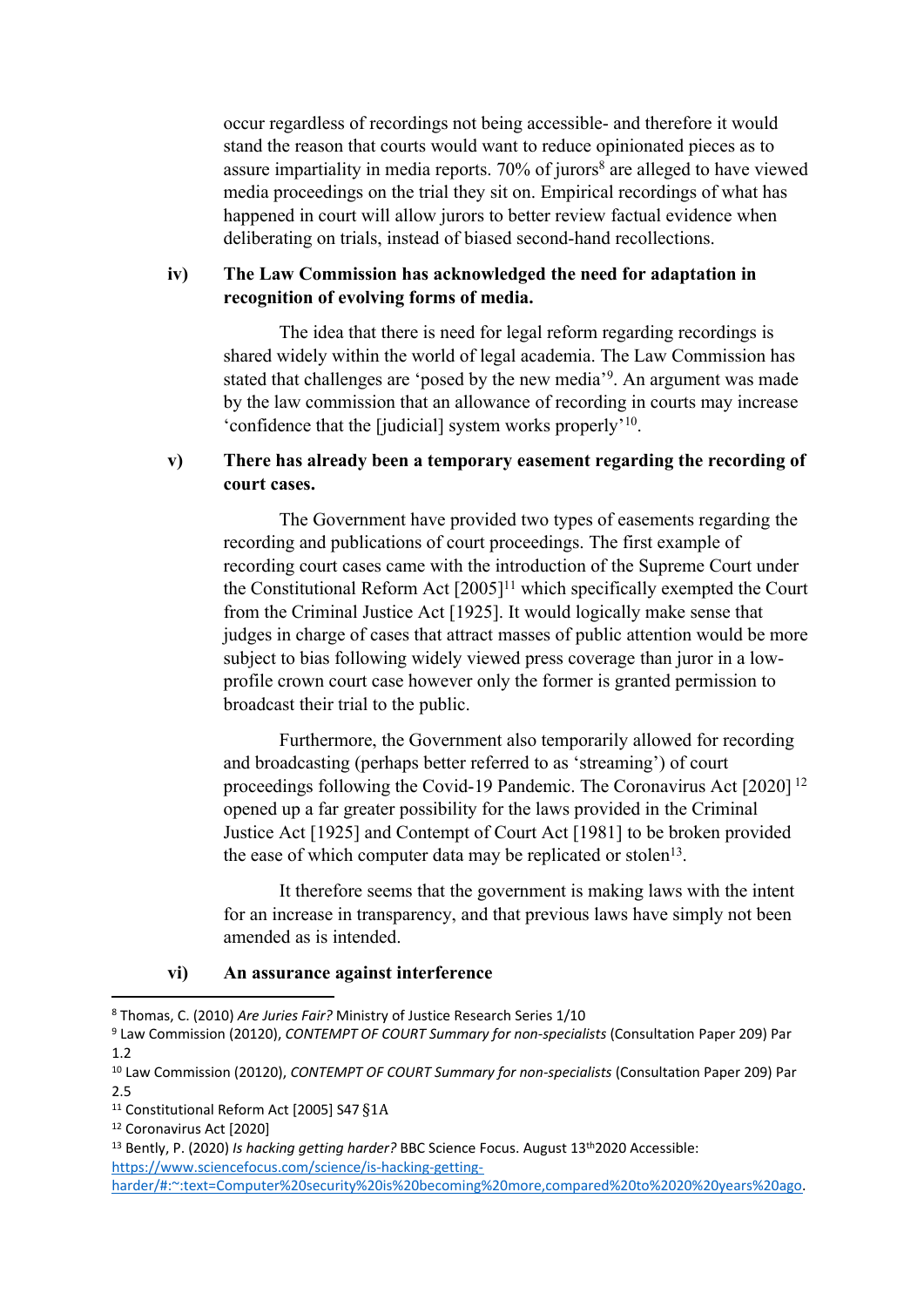occur regardless of recordings not being accessible- and therefore it would stand the reason that courts would want to reduce opinionated pieces as to assure impartiality in media reports. 70% of jurors[8] are alleged to have viewed media proceedings on the trial they sit on. Empirical recordings of what has happened in court will allow jurors to better review factual evidence when deliberating on trials, instead of biased second-hand recollections.

**iv) The Law Commission has acknowledged the need for adaptation in recognition of evolving forms of media.**

The idea that there is need for legal reform regarding recordings is shared widely within the world of legal academia. The Law Commission has stated that challenges are 'posed by the new media'[9]. An argument was made by the law commission that an allowance of recording in courts may increase 'confidence that the [judicial] system works properly'[10].

**v) There has already been a temporary easement regarding the recording of court cases.**

The Government have provided two types of easements regarding the recording and publications of court proceedings. The first example of recording court cases came with the introduction of the Supreme Court under the Constitutional Reform Act [2005][11] which specifically exempted the Court from the Criminal Justice Act [1925]. It would logically make sense that judges in charge of cases that attract masses of public attention would be more subject to bias following widely viewed press coverage than juror in a low-profile crown court case however only the former is granted permission to broadcast their trial to the public.

Furthermore, the Government also temporarily allowed for recording and broadcasting (perhaps better referred to as 'streaming') of court proceedings following the Covid-19 Pandemic. The Coronavirus Act [2020] [12] opened up a far greater possibility for the laws provided in the Criminal Justice Act [1925] and Contempt of Court Act [1981] to be broken provided the ease of which computer data may be replicated or stolen[13].

It therefore seems that the government is making laws with the intent for an increase in transparency, and that previous laws have simply not been amended as is intended.

**vi) An assurance against interference**

---

[8] Thomas, C. (2010) *Are Juries Fair?* Ministry of Justice Research Series 1/10

[9] Law Commission (20120), *CONTEMPT OF COURT Summary for non-specialists* (Consultation Paper 209) Par 1.2

[10] Law Commission (20120), *CONTEMPT OF COURT Summary for non-specialists* (Consultation Paper 209) Par 2.5

[11] Constitutional Reform Act [2005] S47 §1A

[12] Coronavirus Act [2020]

[13] Bently, P. (2020) *Is hacking getting harder?* BBC Science Focus. August 13th 2020 Accessible: https://www.sciencefocus.com/science/is-hacking-getting-harder/#:~:text=Computer%20security%20is%20becoming%20more,compared%20to%2020%20years%20ago.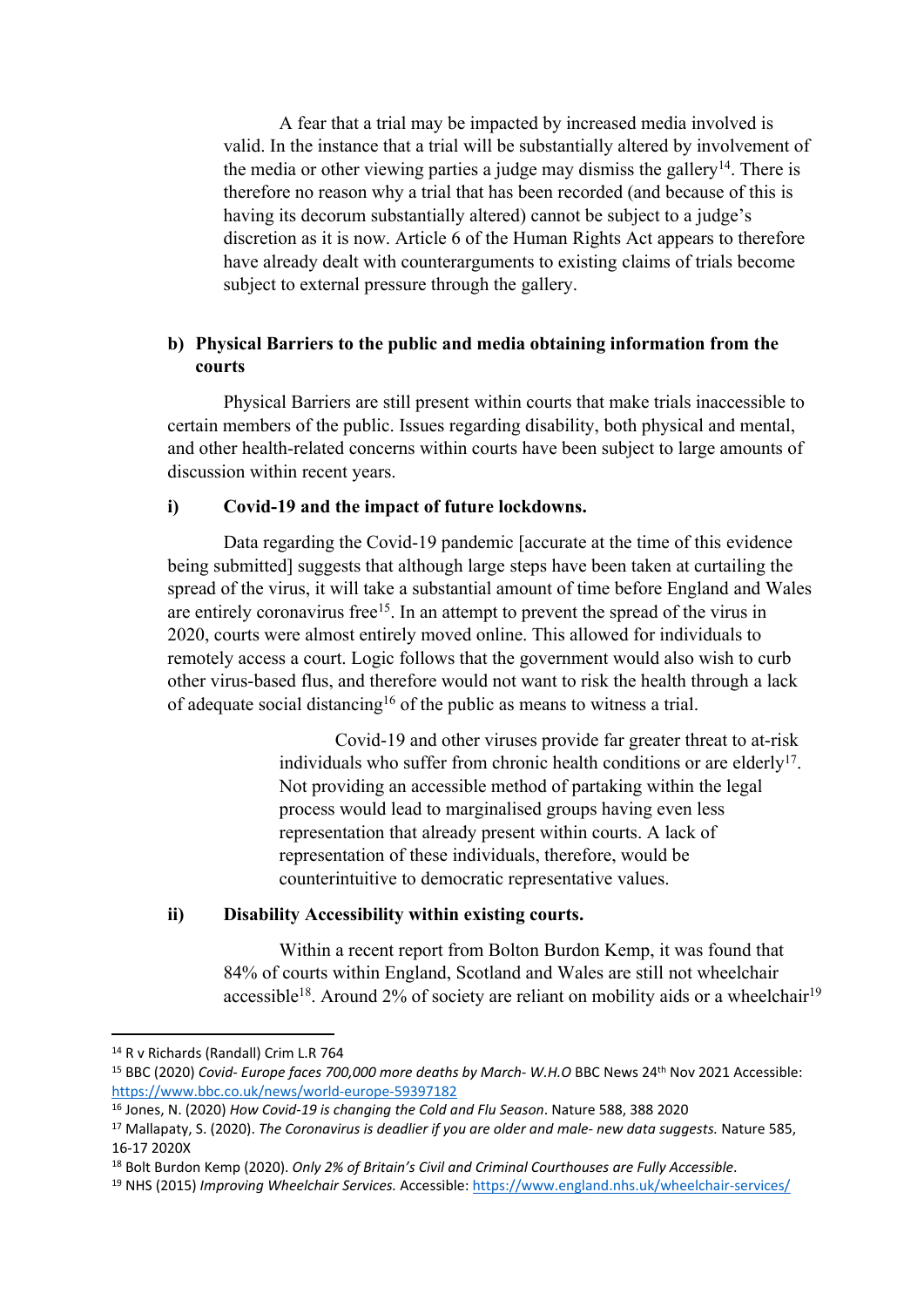A fear that a trial may be impacted by increased media involved is valid. In the instance that a trial will be substantially altered by involvement of the media or other viewing parties a judge may dismiss the gallery[14]. There is therefore no reason why a trial that has been recorded (and because of this is having its decorum substantially altered) cannot be subject to a judge's discretion as it is now. Article 6 of the Human Rights Act appears to therefore have already dealt with counterarguments to existing claims of trials become subject to external pressure through the gallery.

**b) Physical Barriers to the public and media obtaining information from the courts**

Physical Barriers are still present within courts that make trials inaccessible to certain members of the public. Issues regarding disability, both physical and mental, and other health-related concerns within courts have been subject to large amounts of discussion within recent years.

**i) Covid-19 and the impact of future lockdowns.**

Data regarding the Covid-19 pandemic [accurate at the time of this evidence being submitted] suggests that although large steps have been taken at curtailing the spread of the virus, it will take a substantial amount of time before England and Wales are entirely coronavirus free[15]. In an attempt to prevent the spread of the virus in 2020, courts were almost entirely moved online. This allowed for individuals to remotely access a court. Logic follows that the government would also wish to curb other virus-based flus, and therefore would not want to risk the health through a lack of adequate social distancing[16] of the public as means to witness a trial.

> Covid-19 and other viruses provide far greater threat to at-risk individuals who suffer from chronic health conditions or are elderly[17]. Not providing an accessible method of partaking within the legal process would lead to marginalised groups having even less representation that already present within courts. A lack of representation of these individuals, therefore, would be counterintuitive to democratic representative values.

**ii) Disability Accessibility within existing courts.**

Within a recent report from Bolton Burdon Kemp, it was found that 84% of courts within England, Scotland and Wales are still not wheelchair accessible[18]. Around 2% of society are reliant on mobility aids or a wheelchair[19]

---

[14] R v Richards (Randall) Crim L.R 764

[15] BBC (2020) *Covid- Europe faces 700,000 more deaths by March- W.H.O* BBC News 24th Nov 2021 Accessible: https://www.bbc.co.uk/news/world-europe-59397182

[16] Jones, N. (2020) *How Covid-19 is changing the Cold and Flu Season*. Nature 588, 388 2020

[17] Mallapaty, S. (2020). *The Coronavirus is deadlier if you are older and male- new data suggests.* Nature 585, 16-17 2020X

[18] Bolt Burdon Kemp (2020). *Only 2% of Britain's Civil and Criminal Courthouses are Fully Accessible*.

[19] NHS (2015) *Improving Wheelchair Services.* Accessible: https://www.england.nhs.uk/wheelchair-services/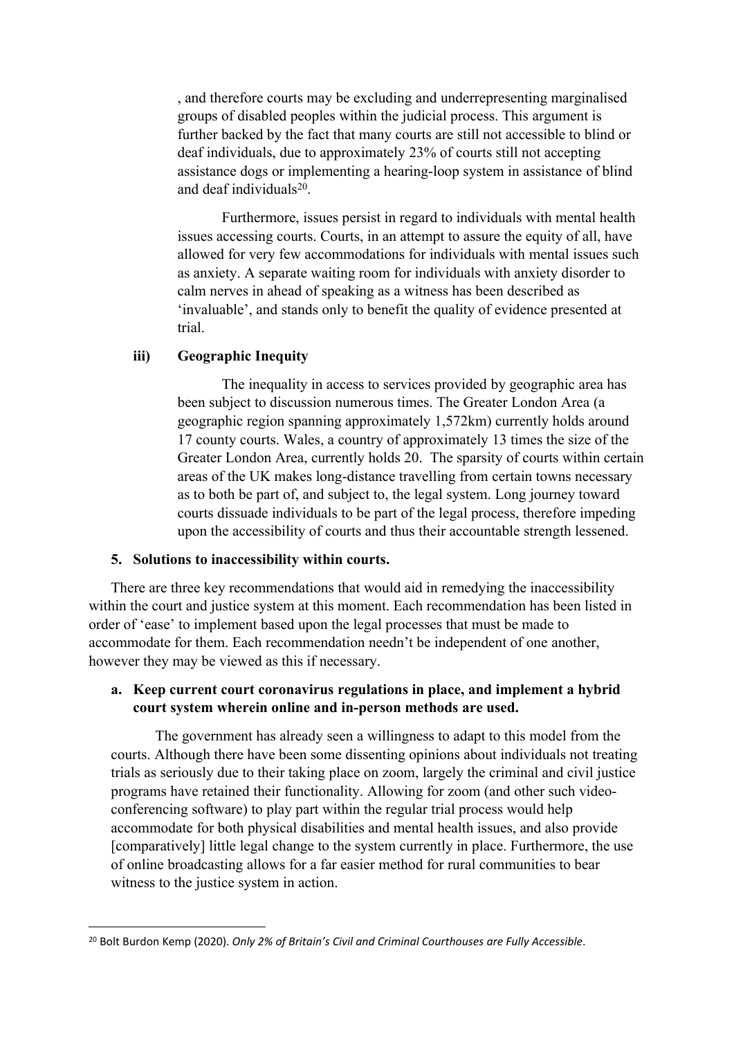, and therefore courts may be excluding and underrepresenting marginalised groups of disabled peoples within the judicial process. This argument is further backed by the fact that many courts are still not accessible to blind or deaf individuals, due to approximately 23% of courts still not accepting assistance dogs or implementing a hearing-loop system in assistance of blind and deaf individuals[20].

Furthermore, issues persist in regard to individuals with mental health issues accessing courts. Courts, in an attempt to assure the equity of all, have allowed for very few accommodations for individuals with mental issues such as anxiety. A separate waiting room for individuals with anxiety disorder to calm nerves in ahead of speaking as a witness has been described as 'invaluable', and stands only to benefit the quality of evidence presented at trial.

**iii) Geographic Inequity**

The inequality in access to services provided by geographic area has been subject to discussion numerous times. The Greater London Area (a geographic region spanning approximately 1,572km) currently holds around 17 county courts. Wales, a country of approximately 13 times the size of the Greater London Area, currently holds 20. The sparsity of courts within certain areas of the UK makes long-distance travelling from certain towns necessary as to both be part of, and subject to, the legal system. Long journey toward courts dissuade individuals to be part of the legal process, therefore impeding upon the accessibility of courts and thus their accountable strength lessened.

## 5. Solutions to inaccessibility within courts.

There are three key recommendations that would aid in remedying the inaccessibility within the court and justice system at this moment. Each recommendation has been listed in order of 'ease' to implement based upon the legal processes that must be made to accommodate for them. Each recommendation needn't be independent of one another, however they may be viewed as this if necessary.

### a. Keep current court coronavirus regulations in place, and implement a hybrid court system wherein online and in-person methods are used.

The government has already seen a willingness to adapt to this model from the courts. Although there have been some dissenting opinions about individuals not treating trials as seriously due to their taking place on zoom, largely the criminal and civil justice programs have retained their functionality. Allowing for zoom (and other such video-conferencing software) to play part within the regular trial process would help accommodate for both physical disabilities and mental health issues, and also provide [comparatively] little legal change to the system currently in place. Furthermore, the use of online broadcasting allows for a far easier method for rural communities to bear witness to the justice system in action.

---

[20] Bolt Burdon Kemp (2020). *Only 2% of Britain's Civil and Criminal Courthouses are Fully Accessible*.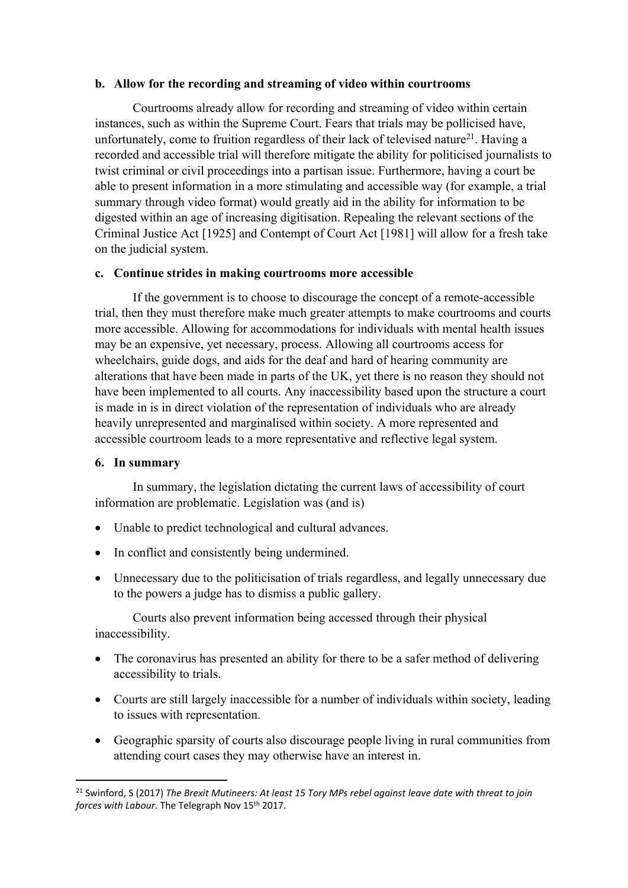**b. Allow for the recording and streaming of video within courtrooms**

Courtrooms already allow for recording and streaming of video within certain instances, such as within the Supreme Court. Fears that trials may be pollicised have, unfortunately, come to fruition regardless of their lack of televised nature[21]. Having a recorded and accessible trial will therefore mitigate the ability for politicised journalists to twist criminal or civil proceedings into a partisan issue. Furthermore, having a court be able to present information in a more stimulating and accessible way (for example, a trial summary through video format) would greatly aid in the ability for information to be digested within an age of increasing digitisation. Repealing the relevant sections of the Criminal Justice Act [1925] and Contempt of Court Act [1981] will allow for a fresh take on the judicial system.

**c. Continue strides in making courtrooms more accessible**

If the government is to choose to discourage the concept of a remote-accessible trial, then they must therefore make much greater attempts to make courtrooms and courts more accessible. Allowing for accommodations for individuals with mental health issues may be an expensive, yet necessary, process. Allowing all courtrooms access for wheelchairs, guide dogs, and aids for the deaf and hard of hearing community are alterations that have been made in parts of the UK, yet there is no reason they should not have been implemented to all courts. Any inaccessibility based upon the structure a court is made in is in direct violation of the representation of individuals who are already heavily unrepresented and marginalised within society. A more represented and accessible courtroom leads to a more representative and reflective legal system.

**6. In summary**

In summary, the legislation dictating the current laws of accessibility of court information are problematic. Legislation was (and is)

- Unable to predict technological and cultural advances.
- In conflict and consistently being undermined.
- Unnecessary due to the politicisation of trials regardless, and legally unnecessary due to the powers a judge has to dismiss a public gallery.

Courts also prevent information being accessed through their physical inaccessibility.

- The coronavirus has presented an ability for there to be a safer method of delivering accessibility to trials.
- Courts are still largely inaccessible for a number of individuals within society, leading to issues with representation.
- Geographic sparsity of courts also discourage people living in rural communities from attending court cases they may otherwise have an interest in.

[21] Swinford, S (2017) *The Brexit Mutineers: At least 15 Tory MPs rebel against leave date with threat to join forces with Labour*. The Telegraph Nov 15th 2017.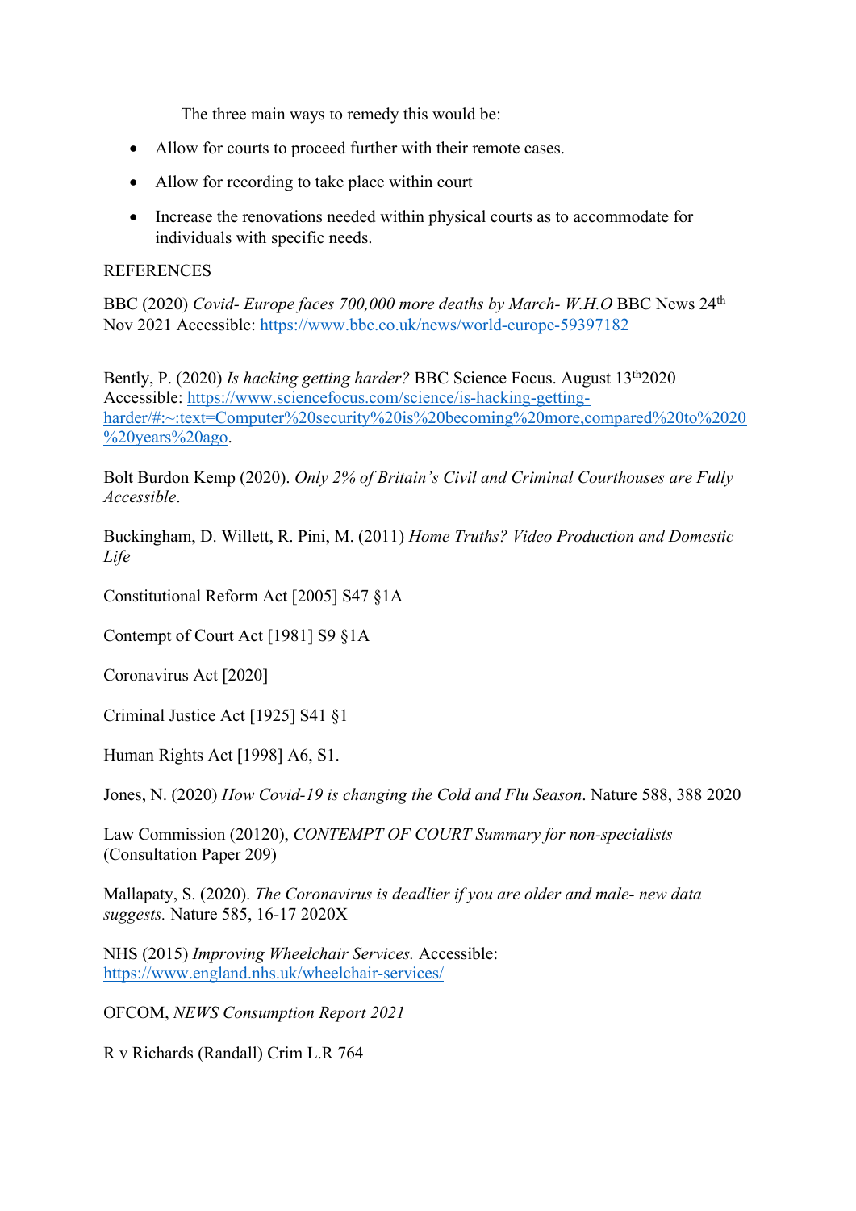The three main ways to remedy this would be:

- Allow for courts to proceed further with their remote cases.
- Allow for recording to take place within court
- Increase the renovations needed within physical courts as to accommodate for individuals with specific needs.

REFERENCES

BBC (2020) *Covid- Europe faces 700,000 more deaths by March- W.H.O* BBC News 24th Nov 2021 Accessible: https://www.bbc.co.uk/news/world-europe-59397182

Bently, P. (2020) *Is hacking getting harder?* BBC Science Focus. August 13th2020 Accessible: https://www.sciencefocus.com/science/is-hacking-getting-harder/#:~:text=Computer%20security%20is%20becoming%20more,compared%20to%2020%20years%20ago.

Bolt Burdon Kemp (2020). *Only 2% of Britain's Civil and Criminal Courthouses are Fully Accessible*.

Buckingham, D. Willett, R. Pini, M. (2011) *Home Truths? Video Production and Domestic Life*

Constitutional Reform Act [2005] S47 §1A

Contempt of Court Act [1981] S9 §1A

Coronavirus Act [2020]

Criminal Justice Act [1925] S41 §1

Human Rights Act [1998] A6, S1.

Jones, N. (2020) *How Covid-19 is changing the Cold and Flu Season*. Nature 588, 388 2020

Law Commission (20120), *CONTEMPT OF COURT Summary for non-specialists* (Consultation Paper 209)

Mallapaty, S. (2020). *The Coronavirus is deadlier if you are older and male- new data suggests.* Nature 585, 16-17 2020X

NHS (2015) *Improving Wheelchair Services.* Accessible: https://www.england.nhs.uk/wheelchair-services/

OFCOM, *NEWS Consumption Report 2021*

R v Richards (Randall) Crim L.R 764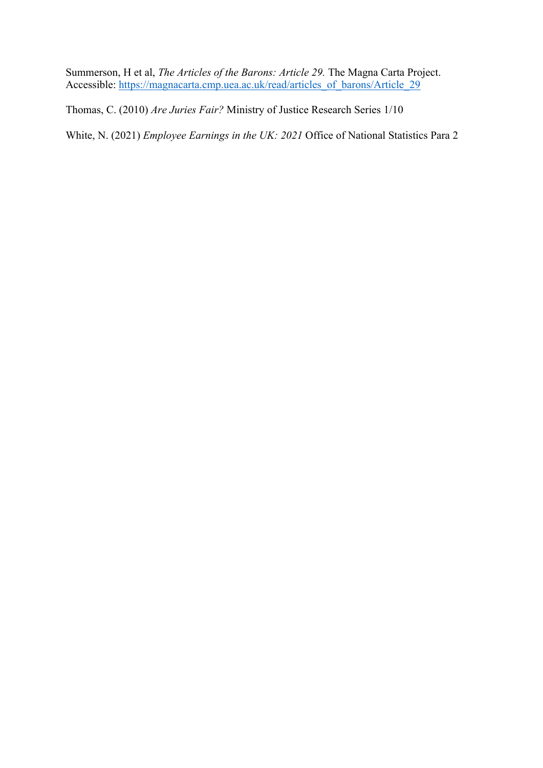Summerson, H et al, *The Articles of the Barons: Article 29.* The Magna Carta Project. Accessible: [https://magnacarta.cmp.uea.ac.uk/read/articles_of_barons/Article_29](https://magnacarta.cmp.uea.ac.uk/read/articles_of_barons/Article_29)

Thomas, C. (2010) *Are Juries Fair?* Ministry of Justice Research Series 1/10

White, N. (2021) *Employee Earnings in the UK: 2021* Office of National Statistics Para 2